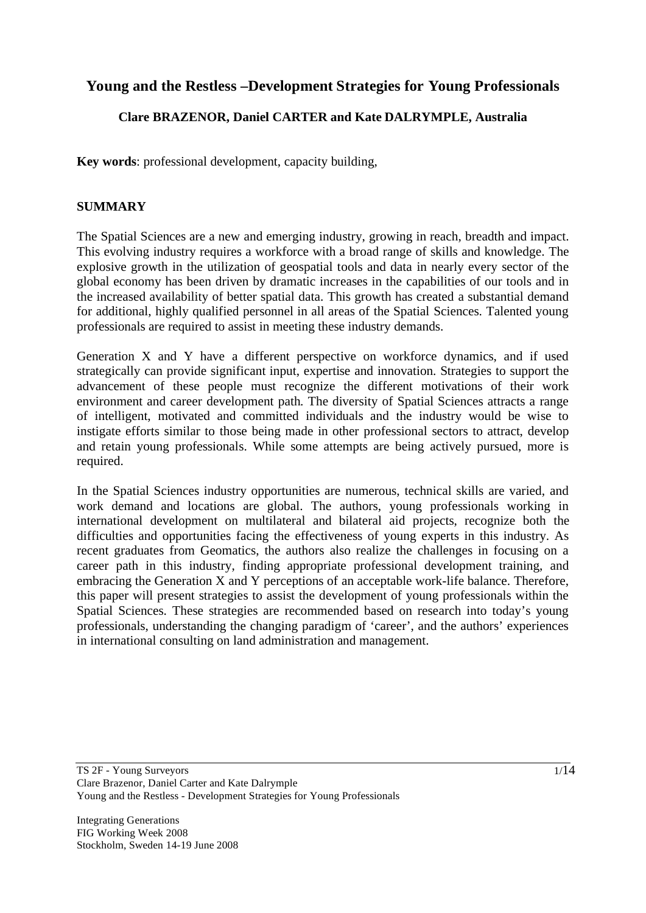# Young and the Restless –Development Strategies for Young Professionals

**Clare BRAZENOR, Daniel CARTER and Kate DALRYMPLE, Australia**

**Key words**: professional development, capacity building,

## SUMMARY

The Spatial Sciences are a new and emerging industry, growing in reach, breadth and impact. This evolving industry requires a workforce with a broad range of skills and knowledge. The explosive growth in the utilization of geospatial tools and data in nearly every sector of the global economy has been driven by dramatic increases in the capabilities of our tools and in the increased availability of better spatial data. This growth has created a substantial demand for additional, highly qualified personnel in all areas of the Spatial Sciences. Talented young professionals are required to assist in meeting these industry demands.

Generation X and Y have a different perspective on workforce dynamics, and if used strategically can provide significant input, expertise and innovation. Strategies to support the advancement of these people must recognize the different motivations of their work environment and career development path. The diversity of Spatial Sciences attracts a range of intelligent, motivated and committed individuals and the industry would be wise to instigate efforts similar to those being made in other professional sectors to attract, develop and retain young professionals. While some attempts are being actively pursued, more is required.

In the Spatial Sciences industry opportunities are numerous, technical skills are varied, and work demand and locations are global. The authors, young professionals working in international development on multilateral and bilateral aid projects, recognize both the difficulties and opportunities facing the effectiveness of young experts in this industry. As recent graduates from Geomatics, the authors also realize the challenges in focusing on a career path in this industry, finding appropriate professional development training, and embracing the Generation X and Y perceptions of an acceptable work-life balance. Therefore, this paper will present strategies to assist the development of young professionals within the Spatial Sciences. These strategies are recommended based on research into today's young professionals, understanding the changing paradigm of 'career', and the authors' experiences in international consulting on land administration and management.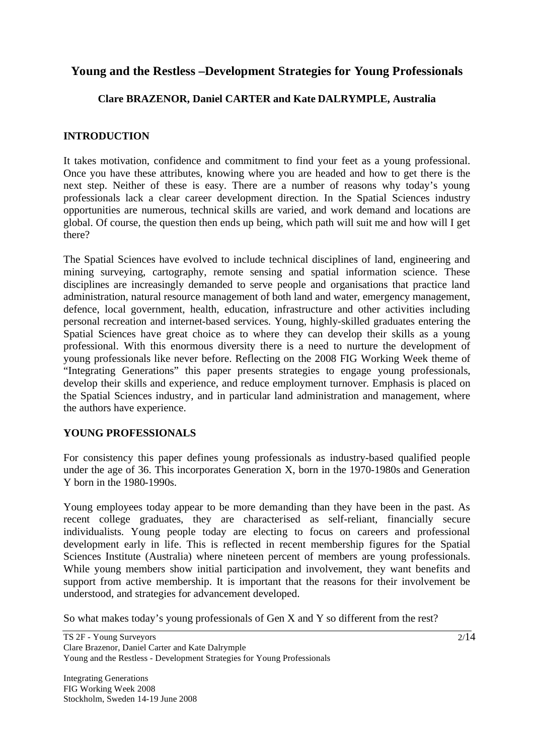# Young and the Restless –Development Strategies for Young Professionals

**Clare BRAZENOR, Daniel CARTER and Kate DALRYMPLE, Australia**

## INTRODUCTION

It takes motivation, confidence and commitment to find your feet as a young professional. Once you have these attributes, knowing where you are headed and how to get there is the next step. Neither of these is easy. There are a number of reasons why today's young professionals lack a clear career development direction. In the Spatial Sciences industry opportunities are numerous, technical skills are varied, and work demand and locations are global. Of course, the question then ends up being, which path will suit me and how will I get there?

The Spatial Sciences have evolved to include technical disciplines of land, engineering and mining surveying, cartography, remote sensing and spatial information science. These disciplines are increasingly demanded to serve people and organisations that practice land administration, natural resource management of both land and water, emergency management, defence, local government, health, education, infrastructure and other activities including personal recreation and internet-based services. Young, highly-skilled graduates entering the Spatial Sciences have great choice as to where they can develop their skills as a young professional. With this enormous diversity there is a need to nurture the development of young professionals like never before. Reflecting on the 2008 FIG Working Week theme of "Integrating Generations" this paper presents strategies to engage young professionals, develop their skills and experience, and reduce employment turnover. Emphasis is placed on the Spatial Sciences industry, and in particular land administration and management, where the authors have experience.

## YOUNG PROFESSIONALS

For consistency this paper defines young professionals as industry-based qualified people under the age of 36. This incorporates Generation X, born in the 1970-1980s and Generation Y born in the 1980-1990s.

Young employees today appear to be more demanding than they have been in the past. As recent college graduates, they are characterised as self-reliant, financially secure individualists. Young people today are electing to focus on careers and professional development early in life. This is reflected in recent membership figures for the Spatial Sciences Institute (Australia) where nineteen percent of members are young professionals. While young members show initial participation and involvement, they want benefits and support from active membership. It is important that the reasons for their involvement be understood, and strategies for advancement developed.

So what makes today's young professionals of Gen X and Y so different from the rest?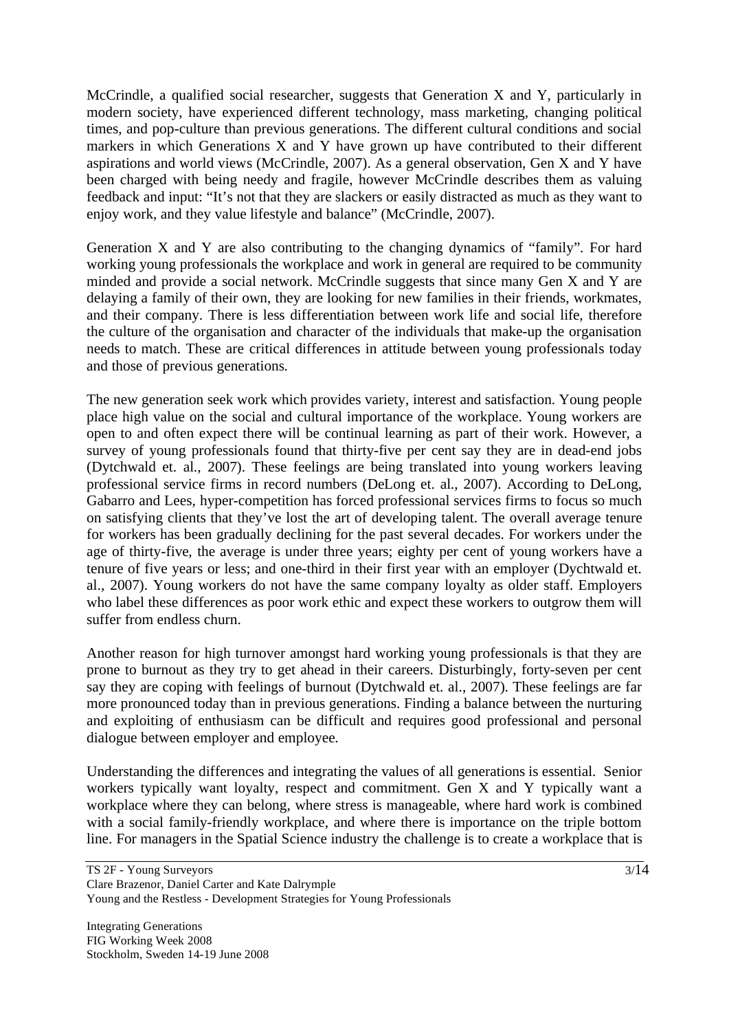McCrindle, a qualified social researcher, suggests that Generation X and Y, particularly in modern society, have experienced different technology, mass marketing, changing political times, and pop-culture than previous generations. The different cultural conditions and social markers in which Generations X and Y have grown up have contributed to their different aspirations and world views (McCrindle, 2007). As a general observation, Gen X and Y have been charged with being needy and fragile, however McCrindle describes them as valuing feedback and input: "It's not that they are slackers or easily distracted as much as they want to enjoy work, and they value lifestyle and balance" (McCrindle, 2007).

Generation X and Y are also contributing to the changing dynamics of "family". For hard working young professionals the workplace and work in general are required to be community minded and provide a social network. McCrindle suggests that since many Gen X and Y are delaying a family of their own, they are looking for new families in their friends, workmates, and their company. There is less differentiation between work life and social life, therefore the culture of the organisation and character of the individuals that make-up the organisation needs to match. These are critical differences in attitude between young professionals today and those of previous generations.

The new generation seek work which provides variety, interest and satisfaction. Young people place high value on the social and cultural importance of the workplace. Young workers are open to and often expect there will be continual learning as part of their work. However, a survey of young professionals found that thirty-five per cent say they are in dead-end jobs (Dytchwald et. al., 2007). These feelings are being translated into young workers leaving professional service firms in record numbers (DeLong et. al., 2007). According to DeLong, Gabarro and Lees, hyper-competition has forced professional services firms to focus so much on satisfying clients that they've lost the art of developing talent. The overall average tenure for workers has been gradually declining for the past several decades. For workers under the age of thirty-five, the average is under three years; eighty per cent of young workers have a tenure of five years or less; and one-third in their first year with an employer (Dychtwald et. al., 2007). Young workers do not have the same company loyalty as older staff. Employers who label these differences as poor work ethic and expect these workers to outgrow them will suffer from endless churn.

Another reason for high turnover amongst hard working young professionals is that they are prone to burnout as they try to get ahead in their careers. Disturbingly, forty-seven per cent say they are coping with feelings of burnout (Dytchwald et. al., 2007). These feelings are far more pronounced today than in previous generations. Finding a balance between the nurturing and exploiting of enthusiasm can be difficult and requires good professional and personal dialogue between employer and employee.

Understanding the differences and integrating the values of all generations is essential. Senior workers typically want loyalty, respect and commitment. Gen X and Y typically want a workplace where they can belong, where stress is manageable, where hard work is combined with a social family-friendly workplace, and where there is importance on the triple bottom line. For managers in the Spatial Science industry the challenge is to create a workplace that is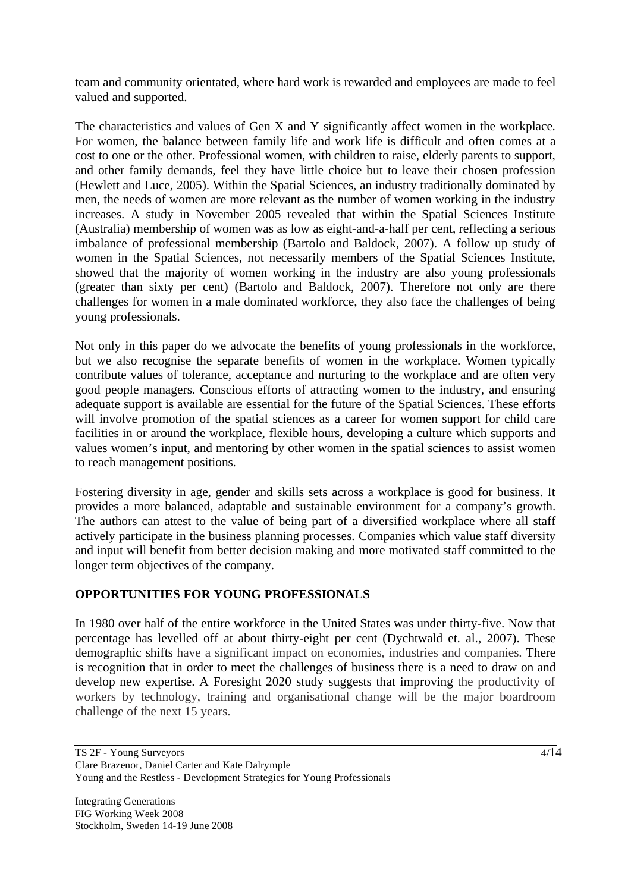team and community orientated, where hard work is rewarded and employees are made to feel valued and supported.

The characteristics and values of Gen X and Y significantly affect women in the workplace. For women, the balance between family life and work life is difficult and often comes at a cost to one or the other. Professional women, with children to raise, elderly parents to support, and other family demands, feel they have little choice but to leave their chosen profession (Hewlett and Luce, 2005). Within the Spatial Sciences, an industry traditionally dominated by men, the needs of women are more relevant as the number of women working in the industry increases. A study in November 2005 revealed that within the Spatial Sciences Institute (Australia) membership of women was as low as eight-and-a-half per cent, reflecting a serious imbalance of professional membership (Bartolo and Baldock, 2007). A follow up study of women in the Spatial Sciences, not necessarily members of the Spatial Sciences Institute, showed that the majority of women working in the industry are also young professionals (greater than sixty per cent) (Bartolo and Baldock, 2007). Therefore not only are there challenges for women in a male dominated workforce, they also face the challenges of being young professionals.

Not only in this paper do we advocate the benefits of young professionals in the workforce, but we also recognise the separate benefits of women in the workplace. Women typically contribute values of tolerance, acceptance and nurturing to the workplace and are often very good people managers. Conscious efforts of attracting women to the industry, and ensuring adequate support is available are essential for the future of the Spatial Sciences. These efforts will involve promotion of the spatial sciences as a career for women support for child care facilities in or around the workplace, flexible hours, developing a culture which supports and values women's input, and mentoring by other women in the spatial sciences to assist women to reach management positions.

Fostering diversity in age, gender and skills sets across a workplace is good for business. It provides a more balanced, adaptable and sustainable environment for a company's growth. The authors can attest to the value of being part of a diversified workplace where all staff actively participate in the business planning processes. Companies which value staff diversity and input will benefit from better decision making and more motivated staff committed to the longer term objectives of the company.

## OPPORTUNITIES FOR YOUNG PROFESSIONALS

In 1980 over half of the entire workforce in the United States was under thirty-five. Now that percentage has levelled off at about thirty-eight per cent (Dychtwald et. al., 2007). These demographic shifts have a significant impact on economies, industries and companies. There is recognition that in order to meet the challenges of business there is a need to draw on and develop new expertise. A Foresight 2020 study suggests that improving the productivity of workers by technology, training and organisational change will be the major boardroom challenge of the next 15 years.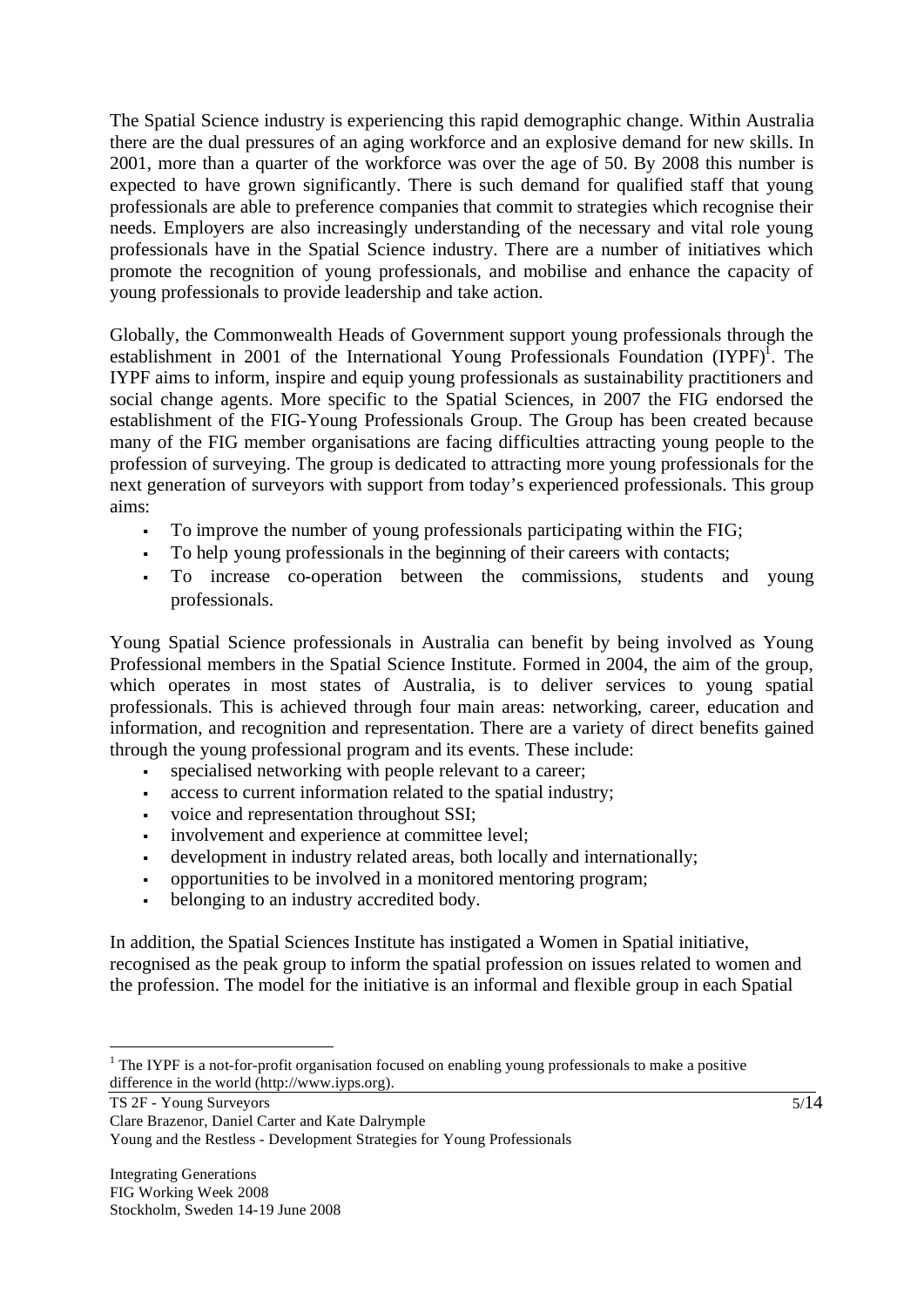The Spatial Science industry is experiencing this rapid demographic change. Within Australia there are the dual pressures of an aging workforce and an explosive demand for new skills. In 2001, more than a quarter of the workforce was over the age of 50. By 2008 this number is expected to have grown significantly. There is such demand for qualified staff that young professionals are able to preference companies that commit to strategies which recognise their needs. Employers are also increasingly understanding of the necessary and vital role young professionals have in the Spatial Science industry. There are a number of initiatives which promote the recognition of young professionals, and mobilise and enhance the capacity of young professionals to provide leadership and take action.

Globally, the Commonwealth Heads of Government support young professionals through the establishment in 2001 of the International Young Professionals Foundation (IYPF)[1]. The IYPF aims to inform, inspire and equip young professionals as sustainability practitioners and social change agents. More specific to the Spatial Sciences, in 2007 the FIG endorsed the establishment of the FIG-Young Professionals Group. The Group has been created because many of the FIG member organisations are facing difficulties attracting young people to the profession of surveying. The group is dedicated to attracting more young professionals for the next generation of surveyors with support from today's experienced professionals. This group aims:

- To improve the number of young professionals participating within the FIG;
- To help young professionals in the beginning of their careers with contacts;
- To increase co-operation between the commissions, students and young professionals.

Young Spatial Science professionals in Australia can benefit by being involved as Young Professional members in the Spatial Science Institute. Formed in 2004, the aim of the group, which operates in most states of Australia, is to deliver services to young spatial professionals. This is achieved through four main areas: networking, career, education and information, and recognition and representation. There are a variety of direct benefits gained through the young professional program and its events. These include:

- specialised networking with people relevant to a career;
- access to current information related to the spatial industry;
- voice and representation throughout SSI;
- involvement and experience at committee level;
- development in industry related areas, both locally and internationally;
- opportunities to be involved in a monitored mentoring program;
- belonging to an industry accredited body.

In addition, the Spatial Sciences Institute has instigated a Women in Spatial initiative, recognised as the peak group to inform the spatial profession on issues related to women and the profession. The model for the initiative is an informal and flexible group in each Spatial

[1] The IYPF is a not-for-profit organisation focused on enabling young professionals to make a positive difference in the world (http://www.iyps.org).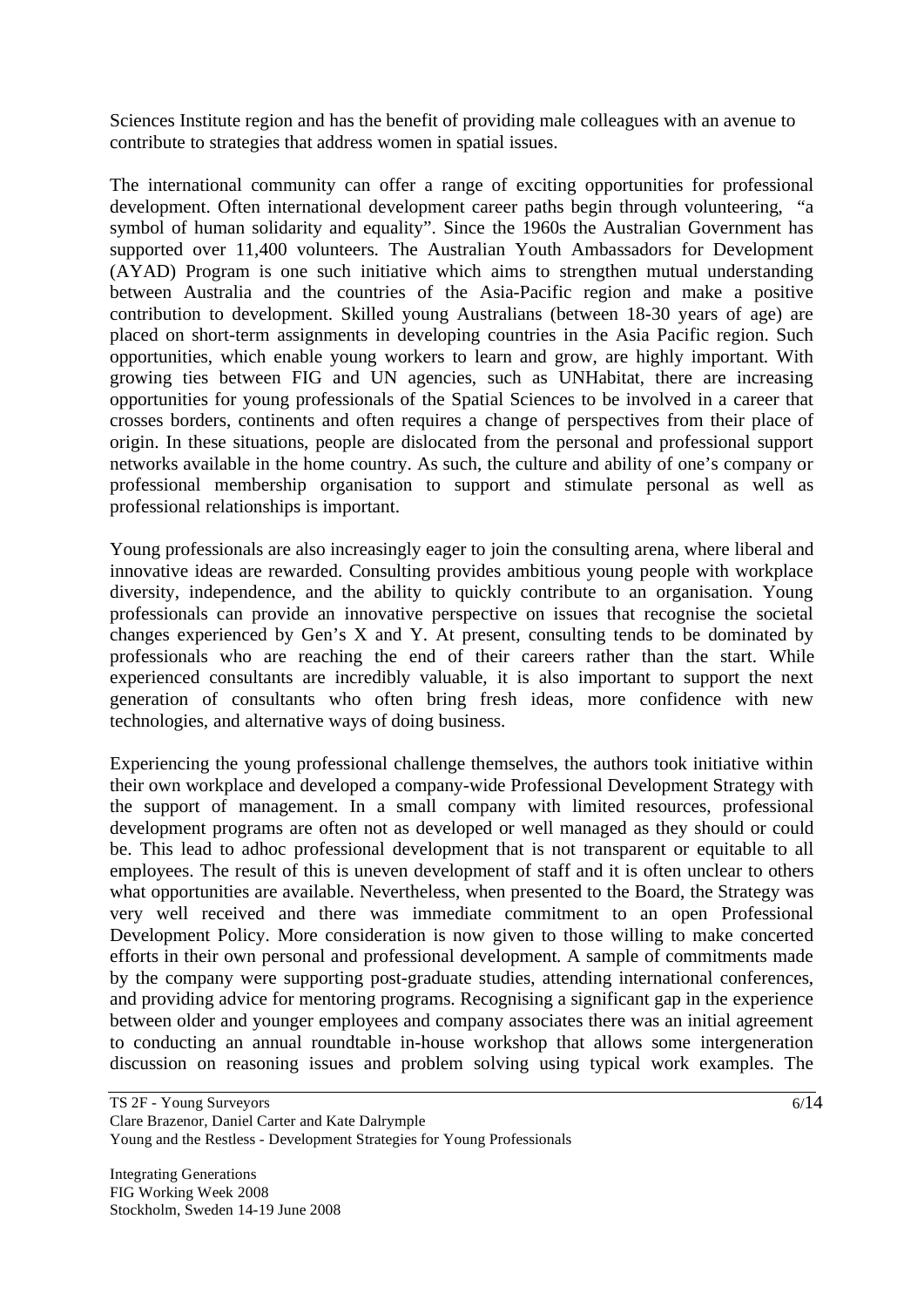Sciences Institute region and has the benefit of providing male colleagues with an avenue to contribute to strategies that address women in spatial issues.

The international community can offer a range of exciting opportunities for professional development. Often international development career paths begin through volunteering, "a symbol of human solidarity and equality". Since the 1960s the Australian Government has supported over 11,400 volunteers. The Australian Youth Ambassadors for Development (AYAD) Program is one such initiative which aims to strengthen mutual understanding between Australia and the countries of the Asia-Pacific region and make a positive contribution to development. Skilled young Australians (between 18-30 years of age) are placed on short-term assignments in developing countries in the Asia Pacific region. Such opportunities, which enable young workers to learn and grow, are highly important. With growing ties between FIG and UN agencies, such as UNHabitat, there are increasing opportunities for young professionals of the Spatial Sciences to be involved in a career that crosses borders, continents and often requires a change of perspectives from their place of origin. In these situations, people are dislocated from the personal and professional support networks available in the home country. As such, the culture and ability of one's company or professional membership organisation to support and stimulate personal as well as professional relationships is important.

Young professionals are also increasingly eager to join the consulting arena, where liberal and innovative ideas are rewarded. Consulting provides ambitious young people with workplace diversity, independence, and the ability to quickly contribute to an organisation. Young professionals can provide an innovative perspective on issues that recognise the societal changes experienced by Gen's X and Y. At present, consulting tends to be dominated by professionals who are reaching the end of their careers rather than the start. While experienced consultants are incredibly valuable, it is also important to support the next generation of consultants who often bring fresh ideas, more confidence with new technologies, and alternative ways of doing business.

Experiencing the young professional challenge themselves, the authors took initiative within their own workplace and developed a company-wide Professional Development Strategy with the support of management. In a small company with limited resources, professional development programs are often not as developed or well managed as they should or could be. This lead to adhoc professional development that is not transparent or equitable to all employees. The result of this is uneven development of staff and it is often unclear to others what opportunities are available. Nevertheless, when presented to the Board, the Strategy was very well received and there was immediate commitment to an open Professional Development Policy. More consideration is now given to those willing to make concerted efforts in their own personal and professional development. A sample of commitments made by the company were supporting post-graduate studies, attending international conferences, and providing advice for mentoring programs. Recognising a significant gap in the experience between older and younger employees and company associates there was an initial agreement to conducting an annual roundtable in-house workshop that allows some intergeneration discussion on reasoning issues and problem solving using typical work examples. The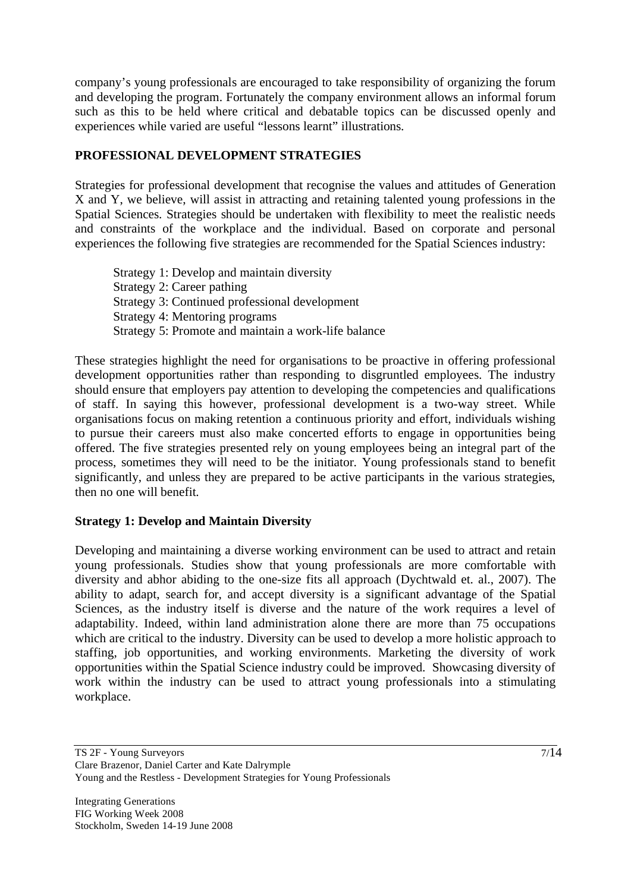company's young professionals are encouraged to take responsibility of organizing the forum and developing the program. Fortunately the company environment allows an informal forum such as this to be held where critical and debatable topics can be discussed openly and experiences while varied are useful "lessons learnt" illustrations.

## PROFESSIONAL DEVELOPMENT STRATEGIES

Strategies for professional development that recognise the values and attitudes of Generation X and Y, we believe, will assist in attracting and retaining talented young professions in the Spatial Sciences. Strategies should be undertaken with flexibility to meet the realistic needs and constraints of the workplace and the individual. Based on corporate and personal experiences the following five strategies are recommended for the Spatial Sciences industry:

Strategy 1: Develop and maintain diversity
Strategy 2: Career pathing
Strategy 3: Continued professional development
Strategy 4: Mentoring programs
Strategy 5: Promote and maintain a work-life balance

These strategies highlight the need for organisations to be proactive in offering professional development opportunities rather than responding to disgruntled employees. The industry should ensure that employers pay attention to developing the competencies and qualifications of staff. In saying this however, professional development is a two-way street. While organisations focus on making retention a continuous priority and effort, individuals wishing to pursue their careers must also make concerted efforts to engage in opportunities being offered. The five strategies presented rely on young employees being an integral part of the process, sometimes they will need to be the initiator. Young professionals stand to benefit significantly, and unless they are prepared to be active participants in the various strategies, then no one will benefit.

### Strategy 1: Develop and Maintain Diversity

Developing and maintaining a diverse working environment can be used to attract and retain young professionals. Studies show that young professionals are more comfortable with diversity and abhor abiding to the one-size fits all approach (Dychtwald et. al., 2007). The ability to adapt, search for, and accept diversity is a significant advantage of the Spatial Sciences, as the industry itself is diverse and the nature of the work requires a level of adaptability. Indeed, within land administration alone there are more than 75 occupations which are critical to the industry. Diversity can be used to develop a more holistic approach to staffing, job opportunities, and working environments. Marketing the diversity of work opportunities within the Spatial Science industry could be improved. Showcasing diversity of work within the industry can be used to attract young professionals into a stimulating workplace.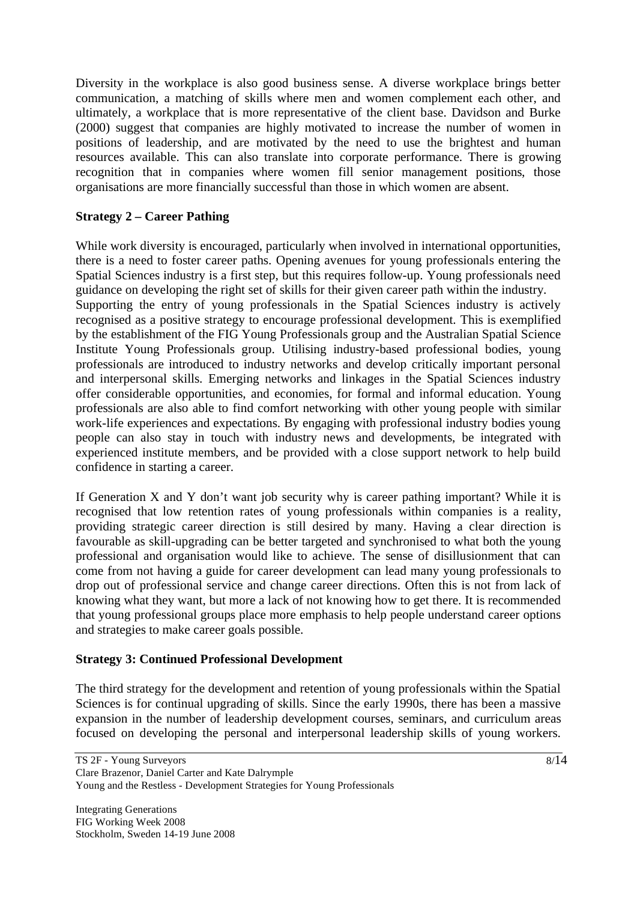Diversity in the workplace is also good business sense. A diverse workplace brings better communication, a matching of skills where men and women complement each other, and ultimately, a workplace that is more representative of the client base. Davidson and Burke (2000) suggest that companies are highly motivated to increase the number of women in positions of leadership, and are motivated by the need to use the brightest and human resources available. This can also translate into corporate performance. There is growing recognition that in companies where women fill senior management positions, those organisations are more financially successful than those in which women are absent.

**Strategy 2 – Career Pathing**

While work diversity is encouraged, particularly when involved in international opportunities, there is a need to foster career paths. Opening avenues for young professionals entering the Spatial Sciences industry is a first step, but this requires follow-up. Young professionals need guidance on developing the right set of skills for their given career path within the industry.
Supporting the entry of young professionals in the Spatial Sciences industry is actively recognised as a positive strategy to encourage professional development. This is exemplified by the establishment of the FIG Young Professionals group and the Australian Spatial Science Institute Young Professionals group. Utilising industry-based professional bodies, young professionals are introduced to industry networks and develop critically important personal and interpersonal skills. Emerging networks and linkages in the Spatial Sciences industry offer considerable opportunities, and economies, for formal and informal education. Young professionals are also able to find comfort networking with other young people with similar work-life experiences and expectations. By engaging with professional industry bodies young people can also stay in touch with industry news and developments, be integrated with experienced institute members, and be provided with a close support network to help build confidence in starting a career.

If Generation X and Y don't want job security why is career pathing important? While it is recognised that low retention rates of young professionals within companies is a reality, providing strategic career direction is still desired by many. Having a clear direction is favourable as skill-upgrading can be better targeted and synchronised to what both the young professional and organisation would like to achieve. The sense of disillusionment that can come from not having a guide for career development can lead many young professionals to drop out of professional service and change career directions. Often this is not from lack of knowing what they want, but more a lack of not knowing how to get there. It is recommended that young professional groups place more emphasis to help people understand career options and strategies to make career goals possible.

**Strategy 3: Continued Professional Development**

The third strategy for the development and retention of young professionals within the Spatial Sciences is for continual upgrading of skills. Since the early 1990s, there has been a massive expansion in the number of leadership development courses, seminars, and curriculum areas focused on developing the personal and interpersonal leadership skills of young workers.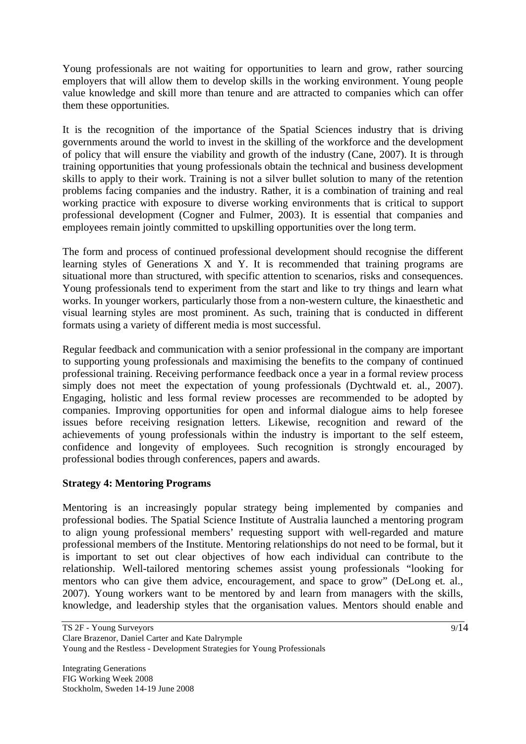Young professionals are not waiting for opportunities to learn and grow, rather sourcing employers that will allow them to develop skills in the working environment. Young people value knowledge and skill more than tenure and are attracted to companies which can offer them these opportunities.

It is the recognition of the importance of the Spatial Sciences industry that is driving governments around the world to invest in the skilling of the workforce and the development of policy that will ensure the viability and growth of the industry (Cane, 2007). It is through training opportunities that young professionals obtain the technical and business development skills to apply to their work. Training is not a silver bullet solution to many of the retention problems facing companies and the industry. Rather, it is a combination of training and real working practice with exposure to diverse working environments that is critical to support professional development (Cogner and Fulmer, 2003). It is essential that companies and employees remain jointly committed to upskilling opportunities over the long term.

The form and process of continued professional development should recognise the different learning styles of Generations X and Y. It is recommended that training programs are situational more than structured, with specific attention to scenarios, risks and consequences. Young professionals tend to experiment from the start and like to try things and learn what works. In younger workers, particularly those from a non-western culture, the kinaesthetic and visual learning styles are most prominent. As such, training that is conducted in different formats using a variety of different media is most successful.

Regular feedback and communication with a senior professional in the company are important to supporting young professionals and maximising the benefits to the company of continued professional training. Receiving performance feedback once a year in a formal review process simply does not meet the expectation of young professionals (Dychtwald et. al., 2007). Engaging, holistic and less formal review processes are recommended to be adopted by companies. Improving opportunities for open and informal dialogue aims to help foresee issues before receiving resignation letters. Likewise, recognition and reward of the achievements of young professionals within the industry is important to the self esteem, confidence and longevity of employees. Such recognition is strongly encouraged by professional bodies through conferences, papers and awards.

**Strategy 4: Mentoring Programs**

Mentoring is an increasingly popular strategy being implemented by companies and professional bodies. The Spatial Science Institute of Australia launched a mentoring program to align young professional members' requesting support with well-regarded and mature professional members of the Institute. Mentoring relationships do not need to be formal, but it is important to set out clear objectives of how each individual can contribute to the relationship. Well-tailored mentoring schemes assist young professionals "looking for mentors who can give them advice, encouragement, and space to grow" (DeLong et. al., 2007). Young workers want to be mentored by and learn from managers with the skills, knowledge, and leadership styles that the organisation values. Mentors should enable and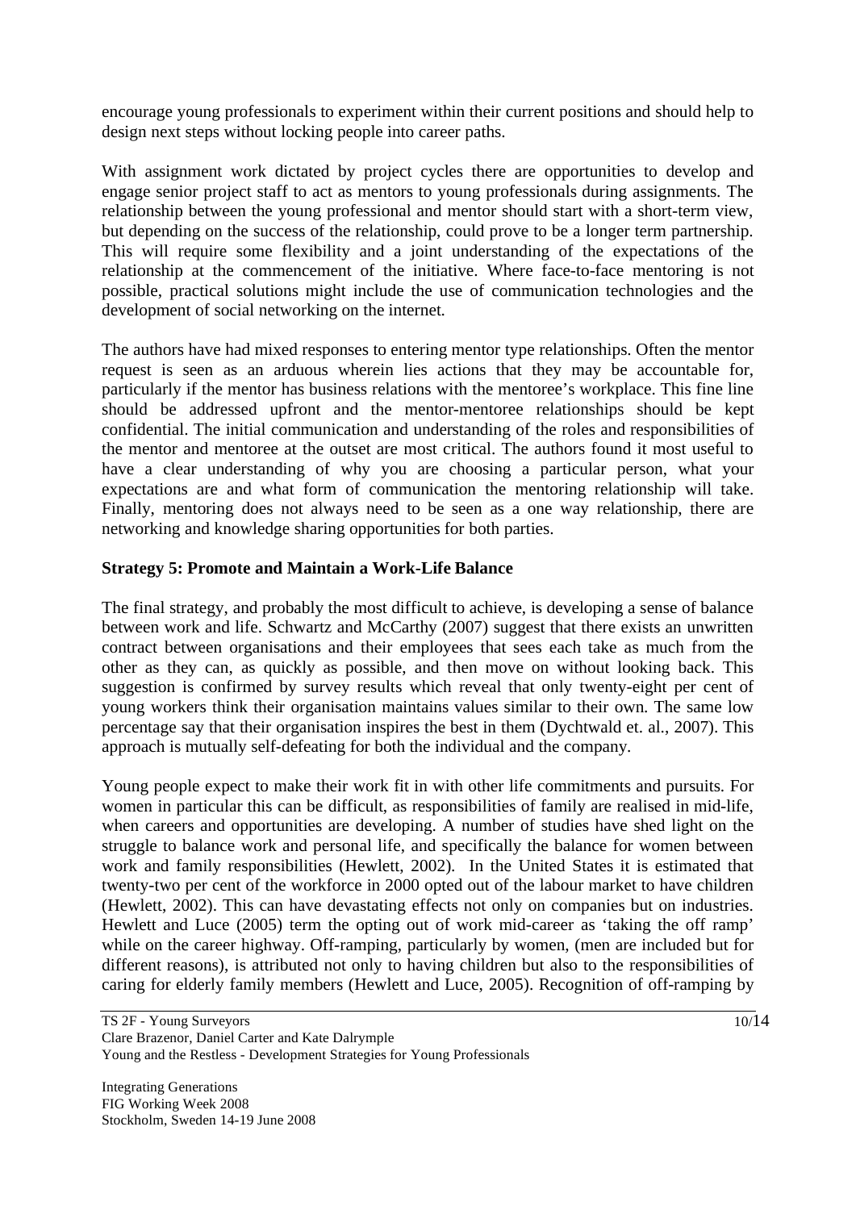encourage young professionals to experiment within their current positions and should help to design next steps without locking people into career paths.

With assignment work dictated by project cycles there are opportunities to develop and engage senior project staff to act as mentors to young professionals during assignments. The relationship between the young professional and mentor should start with a short-term view, but depending on the success of the relationship, could prove to be a longer term partnership. This will require some flexibility and a joint understanding of the expectations of the relationship at the commencement of the initiative. Where face-to-face mentoring is not possible, practical solutions might include the use of communication technologies and the development of social networking on the internet.

The authors have had mixed responses to entering mentor type relationships. Often the mentor request is seen as an arduous wherein lies actions that they may be accountable for, particularly if the mentor has business relations with the mentoree's workplace. This fine line should be addressed upfront and the mentor-mentoree relationships should be kept confidential. The initial communication and understanding of the roles and responsibilities of the mentor and mentoree at the outset are most critical. The authors found it most useful to have a clear understanding of why you are choosing a particular person, what your expectations are and what form of communication the mentoring relationship will take. Finally, mentoring does not always need to be seen as a one way relationship, there are networking and knowledge sharing opportunities for both parties.

**Strategy 5: Promote and Maintain a Work-Life Balance**

The final strategy, and probably the most difficult to achieve, is developing a sense of balance between work and life. Schwartz and McCarthy (2007) suggest that there exists an unwritten contract between organisations and their employees that sees each take as much from the other as they can, as quickly as possible, and then move on without looking back. This suggestion is confirmed by survey results which reveal that only twenty-eight per cent of young workers think their organisation maintains values similar to their own. The same low percentage say that their organisation inspires the best in them (Dychtwald et. al., 2007). This approach is mutually self-defeating for both the individual and the company.

Young people expect to make their work fit in with other life commitments and pursuits. For women in particular this can be difficult, as responsibilities of family are realised in mid-life, when careers and opportunities are developing. A number of studies have shed light on the struggle to balance work and personal life, and specifically the balance for women between work and family responsibilities (Hewlett, 2002). In the United States it is estimated that twenty-two per cent of the workforce in 2000 opted out of the labour market to have children (Hewlett, 2002). This can have devastating effects not only on companies but on industries. Hewlett and Luce (2005) term the opting out of work mid-career as 'taking the off ramp' while on the career highway. Off-ramping, particularly by women, (men are included but for different reasons), is attributed not only to having children but also to the responsibilities of caring for elderly family members (Hewlett and Luce, 2005). Recognition of off-ramping by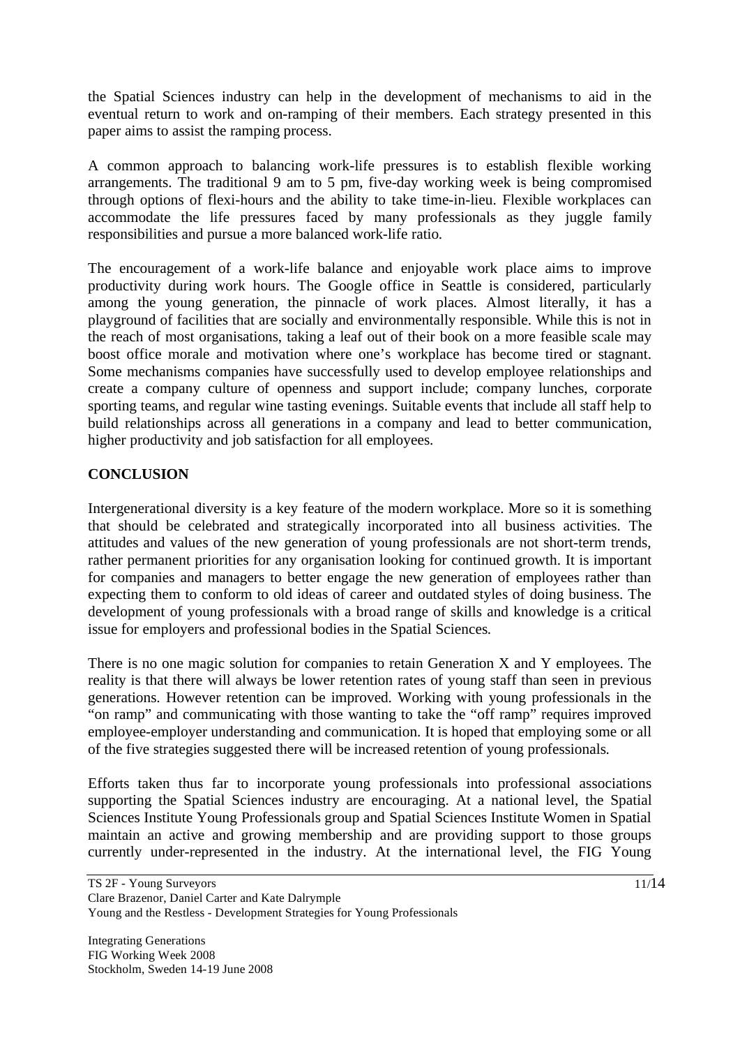the Spatial Sciences industry can help in the development of mechanisms to aid in the eventual return to work and on-ramping of their members. Each strategy presented in this paper aims to assist the ramping process.

A common approach to balancing work-life pressures is to establish flexible working arrangements. The traditional 9 am to 5 pm, five-day working week is being compromised through options of flexi-hours and the ability to take time-in-lieu. Flexible workplaces can accommodate the life pressures faced by many professionals as they juggle family responsibilities and pursue a more balanced work-life ratio.

The encouragement of a work-life balance and enjoyable work place aims to improve productivity during work hours. The Google office in Seattle is considered, particularly among the young generation, the pinnacle of work places. Almost literally, it has a playground of facilities that are socially and environmentally responsible. While this is not in the reach of most organisations, taking a leaf out of their book on a more feasible scale may boost office morale and motivation where one's workplace has become tired or stagnant. Some mechanisms companies have successfully used to develop employee relationships and create a company culture of openness and support include; company lunches, corporate sporting teams, and regular wine tasting evenings. Suitable events that include all staff help to build relationships across all generations in a company and lead to better communication, higher productivity and job satisfaction for all employees.

## CONCLUSION

Intergenerational diversity is a key feature of the modern workplace. More so it is something that should be celebrated and strategically incorporated into all business activities. The attitudes and values of the new generation of young professionals are not short-term trends, rather permanent priorities for any organisation looking for continued growth. It is important for companies and managers to better engage the new generation of employees rather than expecting them to conform to old ideas of career and outdated styles of doing business. The development of young professionals with a broad range of skills and knowledge is a critical issue for employers and professional bodies in the Spatial Sciences.

There is no one magic solution for companies to retain Generation X and Y employees. The reality is that there will always be lower retention rates of young staff than seen in previous generations. However retention can be improved. Working with young professionals in the "on ramp" and communicating with those wanting to take the "off ramp" requires improved employee-employer understanding and communication. It is hoped that employing some or all of the five strategies suggested there will be increased retention of young professionals.

Efforts taken thus far to incorporate young professionals into professional associations supporting the Spatial Sciences industry are encouraging. At a national level, the Spatial Sciences Institute Young Professionals group and Spatial Sciences Institute Women in Spatial maintain an active and growing membership and are providing support to those groups currently under-represented in the industry. At the international level, the FIG Young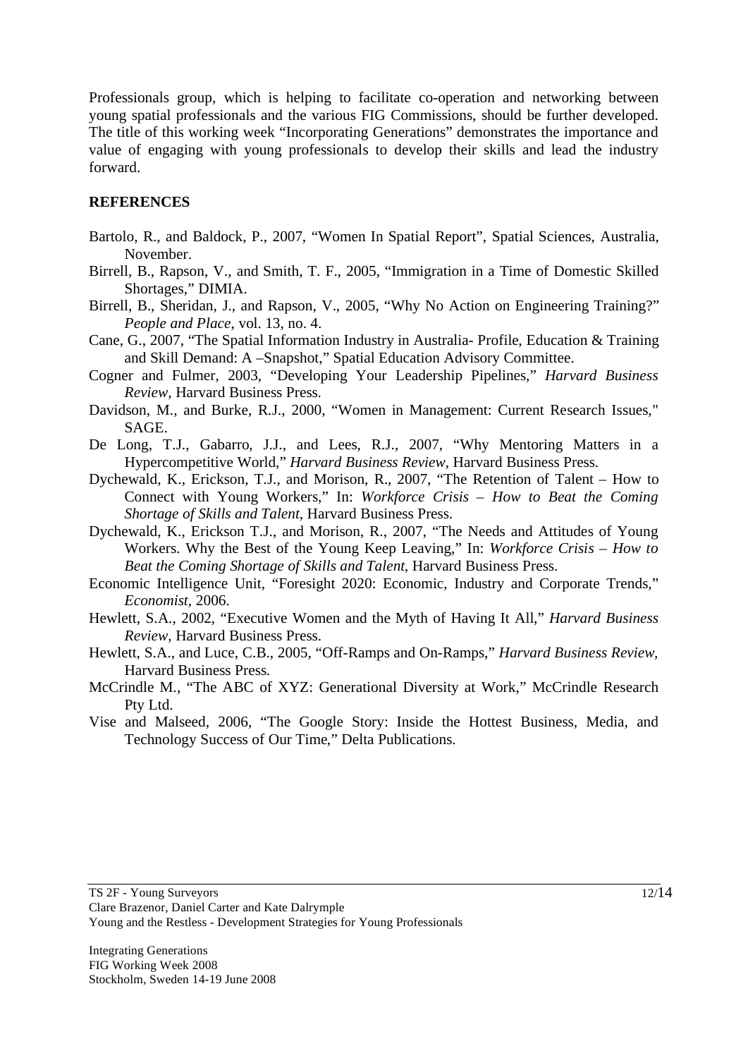Professionals group, which is helping to facilitate co-operation and networking between young spatial professionals and the various FIG Commissions, should be further developed. The title of this working week "Incorporating Generations" demonstrates the importance and value of engaging with young professionals to develop their skills and lead the industry forward.

## REFERENCES

Bartolo, R., and Baldock, P., 2007, "Women In Spatial Report", Spatial Sciences, Australia, November.

Birrell, B., Rapson, V., and Smith, T. F., 2005, "Immigration in a Time of Domestic Skilled Shortages," DIMIA.

Birrell, B., Sheridan, J., and Rapson, V., 2005, "Why No Action on Engineering Training?" *People and Place*, vol. 13, no. 4.

Cane, G., 2007, "The Spatial Information Industry in Australia- Profile, Education & Training and Skill Demand: A –Snapshot," Spatial Education Advisory Committee.

Cogner and Fulmer, 2003, "Developing Your Leadership Pipelines," *Harvard Business Review*, Harvard Business Press.

Davidson, M., and Burke, R.J., 2000, "Women in Management: Current Research Issues," SAGE.

De Long, T.J., Gabarro, J.J., and Lees, R.J., 2007, "Why Mentoring Matters in a Hypercompetitive World," *Harvard Business Review*, Harvard Business Press.

Dychewald, K., Erickson, T.J., and Morison, R., 2007, "The Retention of Talent – How to Connect with Young Workers," In: *Workforce Crisis – How to Beat the Coming Shortage of Skills and Talent*, Harvard Business Press.

Dychewald, K., Erickson T.J., and Morison, R., 2007, "The Needs and Attitudes of Young Workers. Why the Best of the Young Keep Leaving," In: *Workforce Crisis – How to Beat the Coming Shortage of Skills and Talent*, Harvard Business Press.

Economic Intelligence Unit, "Foresight 2020: Economic, Industry and Corporate Trends," *Economist*, 2006.

Hewlett, S.A., 2002, "Executive Women and the Myth of Having It All," *Harvard Business Review*, Harvard Business Press.

Hewlett, S.A., and Luce, C.B., 2005, "Off-Ramps and On-Ramps," *Harvard Business Review*, Harvard Business Press.

McCrindle M., "The ABC of XYZ: Generational Diversity at Work," McCrindle Research Pty Ltd.

Vise and Malseed, 2006, "The Google Story: Inside the Hottest Business, Media, and Technology Success of Our Time," Delta Publications.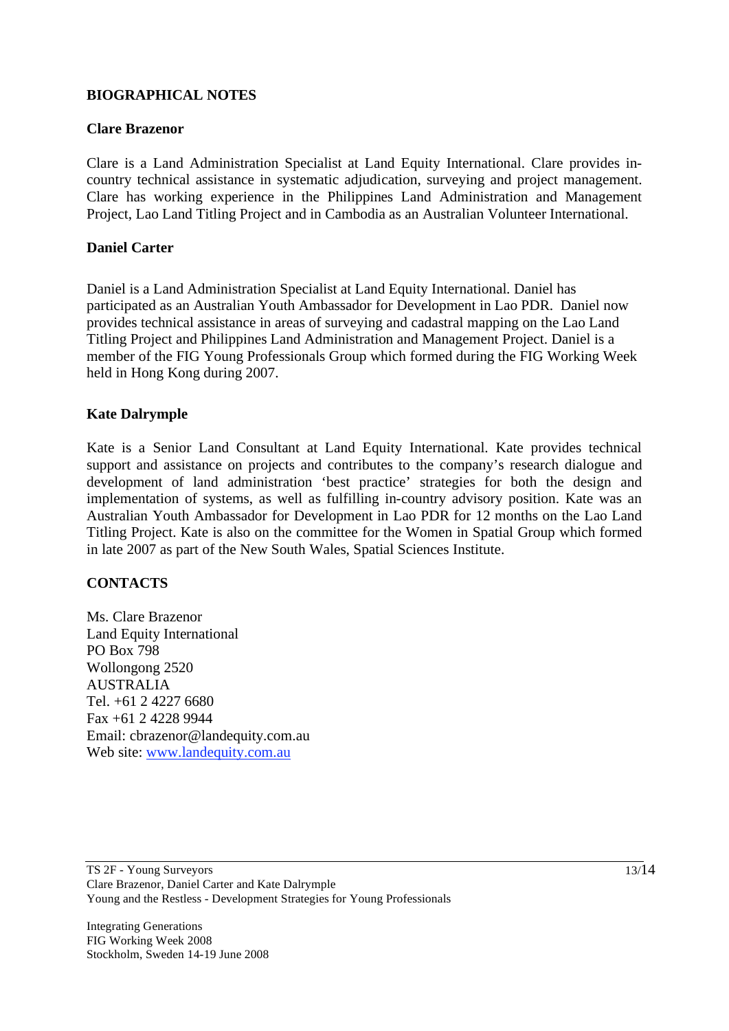## BIOGRAPHICAL NOTES

### Clare Brazenor

Clare is a Land Administration Specialist at Land Equity International. Clare provides in-country technical assistance in systematic adjudication, surveying and project management. Clare has working experience in the Philippines Land Administration and Management Project, Lao Land Titling Project and in Cambodia as an Australian Volunteer International.

### Daniel Carter

Daniel is a Land Administration Specialist at Land Equity International. Daniel has participated as an Australian Youth Ambassador for Development in Lao PDR. Daniel now provides technical assistance in areas of surveying and cadastral mapping on the Lao Land Titling Project and Philippines Land Administration and Management Project. Daniel is a member of the FIG Young Professionals Group which formed during the FIG Working Week held in Hong Kong during 2007.

### Kate Dalrymple

Kate is a Senior Land Consultant at Land Equity International. Kate provides technical support and assistance on projects and contributes to the company's research dialogue and development of land administration 'best practice' strategies for both the design and implementation of systems, as well as fulfilling in-country advisory position. Kate was an Australian Youth Ambassador for Development in Lao PDR for 12 months on the Lao Land Titling Project. Kate is also on the committee for the Women in Spatial Group which formed in late 2007 as part of the New South Wales, Spatial Sciences Institute.

## CONTACTS

Ms. Clare Brazenor
Land Equity International
PO Box 798
Wollongong 2520
AUSTRALIA
Tel. +61 2 4227 6680
Fax +61 2 4228 9944
Email: cbrazenor@landequity.com.au
Web site: [www.landequity.com.au](http://www.landequity.com.au)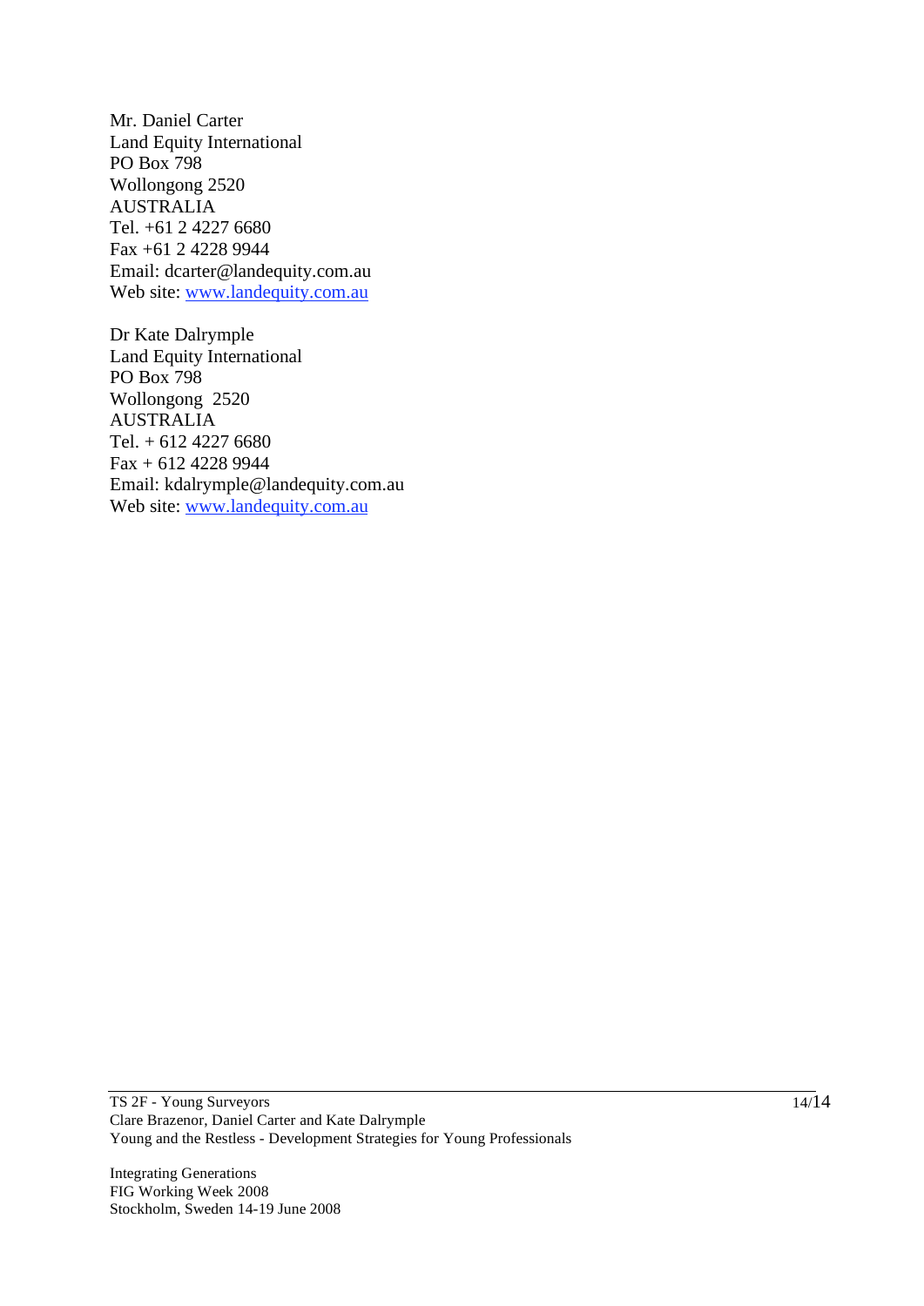Mr. Daniel Carter
Land Equity International
PO Box 798
Wollongong 2520
AUSTRALIA
Tel. +61 2 4227 6680
Fax +61 2 4228 9944
Email: dcarter@landequity.com.au
Web site: www.landequity.com.au

Dr Kate Dalrymple
Land Equity International
PO Box 798
Wollongong 2520
AUSTRALIA
Tel. + 612 4227 6680
Fax + 612 4228 9944
Email: kdalrymple@landequity.com.au
Web site: www.landequity.com.au